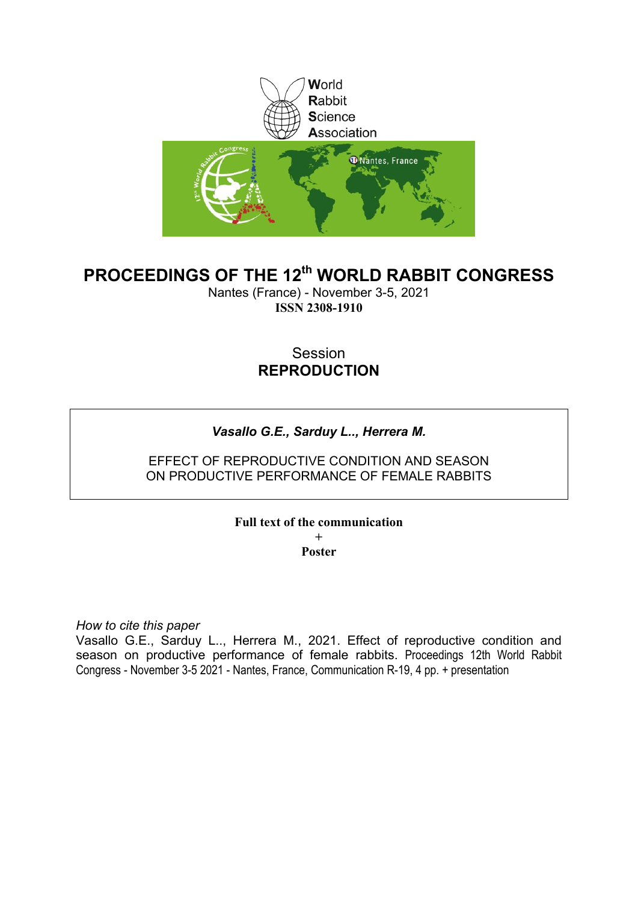World
Rabbit
Science
Association

# PROCEEDINGS OF THE 12th WORLD RABBIT CONGRESS

Nantes (France) - November 3-5, 2021

**ISSN 2308-1910**

Session

**REPRODUCTION**

***Vasallo G.E., Sarduy L.., Herrera M.***

EFFECT OF REPRODUCTIVE CONDITION AND SEASON ON PRODUCTIVE PERFORMANCE OF FEMALE RABBITS

**Full text of the communication**

+

**Poster**

*How to cite this paper*

Vasallo G.E., Sarduy L.., Herrera M., 2021. Effect of reproductive condition and season on productive performance of female rabbits. Proceedings 12th World Rabbit Congress - November 3-5 2021 - Nantes, France, Communication R-19, 4 pp. + presentation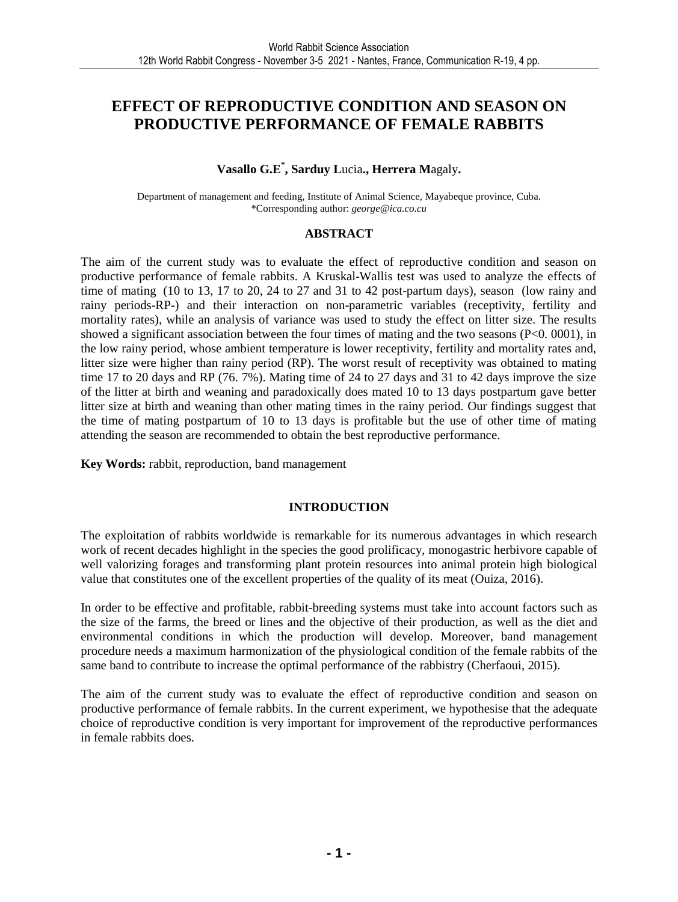# EFFECT OF REPRODUCTIVE CONDITION AND SEASON ON PRODUCTIVE PERFORMANCE OF FEMALE RABBITS

**Vasallo G.E**[*]**, Sarduy L**ucia**., Herrera M**agaly**.**

Department of management and feeding, Institute of Animal Science, Mayabeque province, Cuba.
*Corresponding author: *george@ica.co.cu*

## ABSTRACT

The aim of the current study was to evaluate the effect of reproductive condition and season on productive performance of female rabbits. A Kruskal-Wallis test was used to analyze the effects of time of mating (10 to 13, 17 to 20, 24 to 27 and 31 to 42 post-partum days), season (low rainy and rainy periods-RP-) and their interaction on non-parametric variables (receptivity, fertility and mortality rates), while an analysis of variance was used to study the effect on litter size. The results showed a significant association between the four times of mating and the two seasons ($P<0.0001$), in the low rainy period, whose ambient temperature is lower receptivity, fertility and mortality rates and, litter size were higher than rainy period (RP). The worst result of receptivity was obtained to mating time 17 to 20 days and RP (76. 7%). Mating time of 24 to 27 days and 31 to 42 days improve the size of the litter at birth and weaning and paradoxically does mated 10 to 13 days postpartum gave better litter size at birth and weaning than other mating times in the rainy period. Our findings suggest that the time of mating postpartum of 10 to 13 days is profitable but the use of other time of mating attending the season are recommended to obtain the best reproductive performance.

**Key Words:** rabbit, reproduction, band management

## INTRODUCTION

The exploitation of rabbits worldwide is remarkable for its numerous advantages in which research work of recent decades highlight in the species the good prolificacy, monogastric herbivore capable of well valorizing forages and transforming plant protein resources into animal protein high biological value that constitutes one of the excellent properties of the quality of its meat (Ouiza, 2016).

In order to be effective and profitable, rabbit-breeding systems must take into account factors such as the size of the farms, the breed or lines and the objective of their production, as well as the diet and environmental conditions in which the production will develop. Moreover, band management procedure needs a maximum harmonization of the physiological condition of the female rabbits of the same band to contribute to increase the optimal performance of the rabbistry (Cherfaoui, 2015).

The aim of the current study was to evaluate the effect of reproductive condition and season on productive performance of female rabbits. In the current experiment, we hypothesise that the adequate choice of reproductive condition is very important for improvement of the reproductive performances in female rabbits does.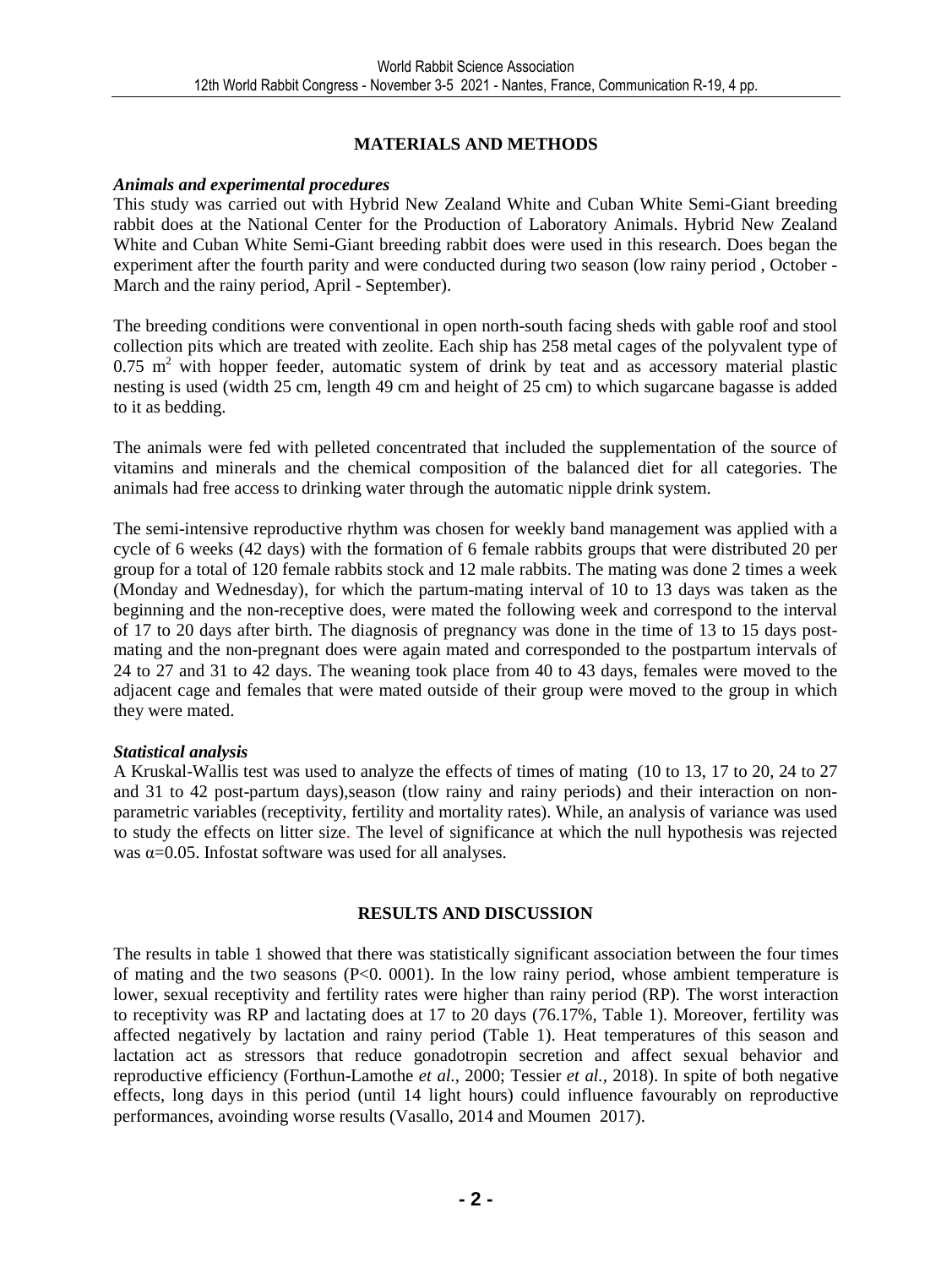## MATERIALS AND METHODS

### *Animals and experimental procedures*

This study was carried out with Hybrid New Zealand White and Cuban White Semi-Giant breeding rabbit does at the National Center for the Production of Laboratory Animals. Hybrid New Zealand White and Cuban White Semi-Giant breeding rabbit does were used in this research. Does began the experiment after the fourth parity and were conducted during two season (low rainy period , October - March and the rainy period, April - September).

The breeding conditions were conventional in open north-south facing sheds with gable roof and stool collection pits which are treated with zeolite. Each ship has 258 metal cages of the polyvalent type of 0.75 $m^2$ with hopper feeder, automatic system of drink by teat and as accessory material plastic nesting is used (width 25 cm, length 49 cm and height of 25 cm) to which sugarcane bagasse is added to it as bedding.

The animals were fed with pelleted concentrated that included the supplementation of the source of vitamins and minerals and the chemical composition of the balanced diet for all categories. The animals had free access to drinking water through the automatic nipple drink system.

The semi-intensive reproductive rhythm was chosen for weekly band management was applied with a cycle of 6 weeks (42 days) with the formation of 6 female rabbits groups that were distributed 20 per group for a total of 120 female rabbits stock and 12 male rabbits. The mating was done 2 times a week (Monday and Wednesday), for which the partum-mating interval of 10 to 13 days was taken as the beginning and the non-receptive does, were mated the following week and correspond to the interval of 17 to 20 days after birth. The diagnosis of pregnancy was done in the time of 13 to 15 days post-mating and the non-pregnant does were again mated and corresponded to the postpartum intervals of 24 to 27 and 31 to 42 days. The weaning took place from 40 to 43 days, females were moved to the adjacent cage and females that were mated outside of their group were moved to the group in which they were mated.

### *Statistical analysis*

A Kruskal-Wallis test was used to analyze the effects of times of mating (10 to 13, 17 to 20, 24 to 27 and 31 to 42 post-partum days),season (tlow rainy and rainy periods) and their interaction on non-parametric variables (receptivity, fertility and mortality rates). While, an analysis of variance was used to study the effects on litter size. The level of significance at which the null hypothesis was rejected was $\alpha$=0.05. Infostat software was used for all analyses.

## RESULTS AND DISCUSSION

The results in table 1 showed that there was statistically significant association between the four times of mating and the two seasons (P<0. 0001). In the low rainy period, whose ambient temperature is lower, sexual receptivity and fertility rates were higher than rainy period (RP). The worst interaction to receptivity was RP and lactating does at 17 to 20 days (76.17%, Table 1). Moreover, fertility was affected negatively by lactation and rainy period (Table 1). Heat temperatures of this season and lactation act as stressors that reduce gonadotropin secretion and affect sexual behavior and reproductive efficiency (Forthun-Lamothe *et al.,* 2000; Tessier *et al.,* 2018). In spite of both negative effects, long days in this period (until 14 light hours) could influence favourably on reproductive performances, avoinding worse results (Vasallo, 2014 and Moumen 2017).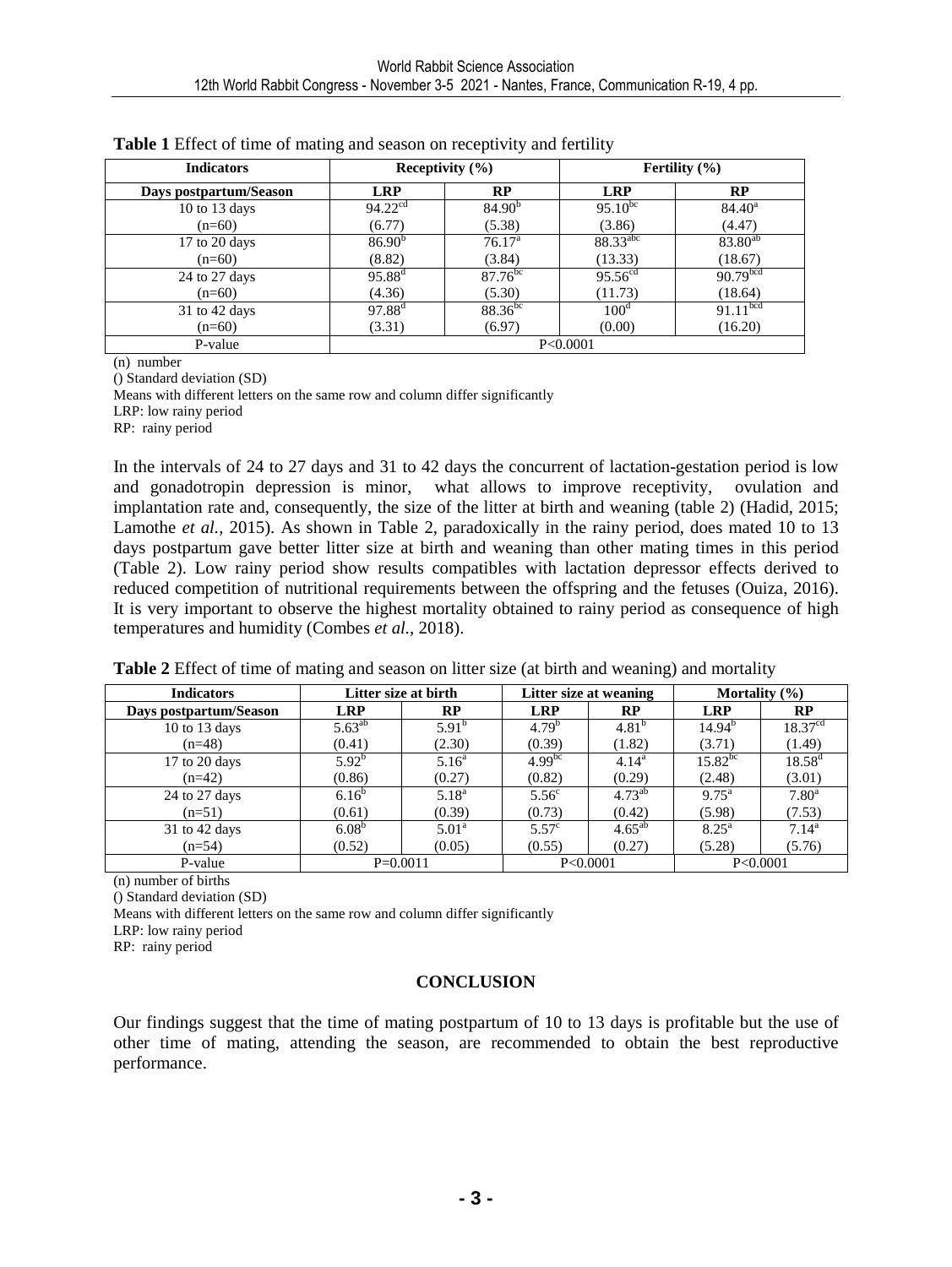**Table 1** Effect of time of mating and season on receptivity and fertility

| Indicators | Receptivity (%) | | Fertility (%) | |
|---|---|---|---|---|
| Days postpartum/Season | LRP | RP | LRP | RP |
| 10 to 13 days (n=60) | 94.22[cd] (6.77) | 84.90[b] (5.38) | 95.10[bc] (3.86) | 84.40[a] (4.47) |
| 17 to 20 days (n=60) | 86.90[b] (8.82) | 76.17[a] (3.84) | 88.33[abc] (13.33) | 83.80[ab] (18.67) |
| 24 to 27 days (n=60) | 95.88[d] (4.36) | 87.76[bc] (5.30) | 95.56[cd] (11.73) | 90.79[bcd] (18.64) |
| 31 to 42 days (n=60) | 97.88[d] (3.31) | 88.36[bc] (6.97) | 100[d] (0.00) | 91.11[bcd] (16.20) |
| P-value | P<0.0001 | | | |

(n) number

() Standard deviation (SD)

Means with different letters on the same row and column differ significantly

LRP: low rainy period

RP: rainy period

In the intervals of 24 to 27 days and 31 to 42 days the concurrent of lactation-gestation period is low and gonadotropin depression is minor, what allows to improve receptivity, ovulation and implantation rate and, consequently, the size of the litter at birth and weaning (table 2) (Hadid, 2015; Lamothe *et al.,* 2015). As shown in Table 2, paradoxically in the rainy period, does mated 10 to 13 days postpartum gave better litter size at birth and weaning than other mating times in this period (Table 2). Low rainy period show results compatibles with lactation depressor effects derived to reduced competition of nutritional requirements between the offspring and the fetuses (Ouiza, 2016). It is very important to observe the highest mortality obtained to rainy period as consequence of high temperatures and humidity (Combes *et al.,* 2018).

**Table 2** Effect of time of mating and season on litter size (at birth and weaning) and mortality

| Indicators | Litter size at birth | | Litter size at weaning | | Mortality (%) | |
|---|---|---|---|---|---|---|
| Days postpartum/Season | LRP | RP | LRP | RP | LRP | RP |
| 10 to 13 days (n=48) | 5.63[ab] (0.41) | 5.91[b] (2.30) | 4.79[b] (0.39) | 4.81[b] (1.82) | 14.94[b] (3.71) | 18.37[cd] (1.49) |
| 17 to 20 days (n=42) | 5.92[b] (0.86) | 5.16[a] (0.27) | 4.99[bc] (0.82) | 4.14[a] (0.29) | 15.82[bc] (2.48) | 18.58[d] (3.01) |
| 24 to 27 days (n=51) | 6.16[b] (0.61) | 5.18[a] (0.39) | 5.56[c] (0.73) | 4.73[ab] (0.42) | 9.75[a] (5.98) | 7.80[a] (7.53) |
| 31 to 42 days (n=54) | 6.08[b] (0.52) | 5.01[a] (0.05) | 5.57[c] (0.55) | 4.65[ab] (0.27) | 8.25[a] (5.28) | 7.14[a] (5.76) |
| P-value | P=0.0011 | | P<0.0001 | | P<0.0001 | |

(n) number of births

() Standard deviation (SD)

Means with different letters on the same row and column differ significantly

LRP: low rainy period

RP: rainy period

## CONCLUSION

Our findings suggest that the time of mating postpartum of 10 to 13 days is profitable but the use of other time of mating, attending the season, are recommended to obtain the best reproductive performance.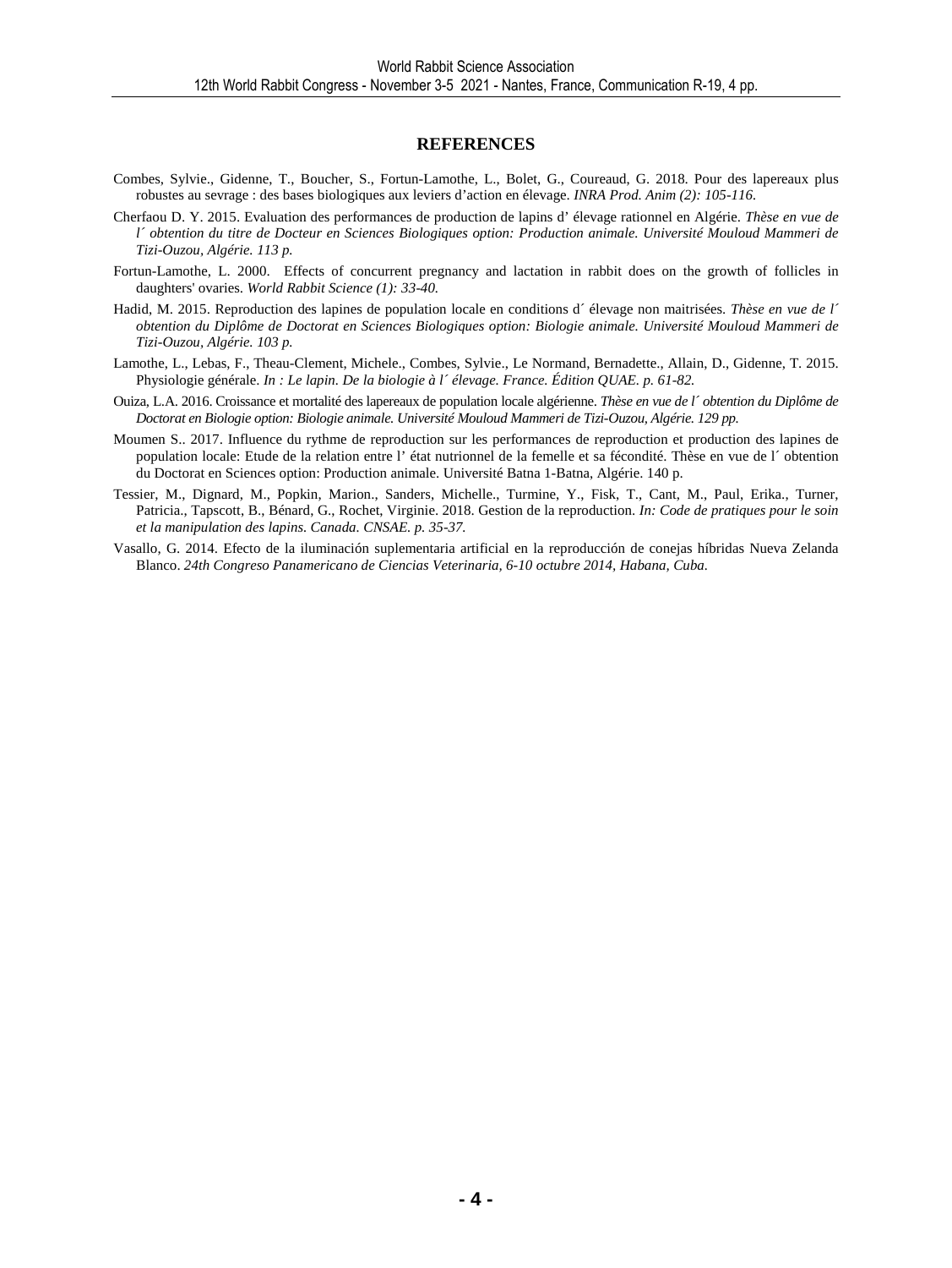## REFERENCES

Combes, Sylvie., Gidenne, T., Boucher, S., Fortun-Lamothe, L., Bolet, G., Coureaud, G. 2018. Pour des lapereaux plus robustes au sevrage : des bases biologiques aux leviers d'action en élevage. *INRA Prod. Anim (2): 105-116.*

Cherfaou D. Y. 2015. Evaluation des performances de production de lapins d' élevage rationnel en Algérie. *Thèse en vue de l´ obtention du titre de Docteur en Sciences Biologiques option: Production animale. Université Mouloud Mammeri de Tizi-Ouzou, Algérie. 113 p.*

Fortun-Lamothe, L. 2000. Effects of concurrent pregnancy and lactation in rabbit does on the growth of follicles in daughters' ovaries. *World Rabbit Science (1): 33-40.*

Hadid, M. 2015. Reproduction des lapines de population locale en conditions d´ élevage non maitrisées. *Thèse en vue de l´ obtention du Diplôme de Doctorat en Sciences Biologiques option: Biologie animale. Université Mouloud Mammeri de Tizi-Ouzou, Algérie. 103 p.*

Lamothe, L., Lebas, F., Theau-Clement, Michele., Combes, Sylvie., Le Normand, Bernadette., Allain, D., Gidenne, T. 2015. Physiologie générale. *In : Le lapin. De la biologie à l´ élevage. France. Édition QUAE. p. 61-82.*

Ouiza, L.A. 2016. Croissance et mortalité des lapereaux de population locale algérienne. *Thèse en vue de l´ obtention du Diplôme de Doctorat en Biologie option: Biologie animale. Université Mouloud Mammeri de Tizi-Ouzou, Algérie. 129 pp.*

Moumen S.. 2017. Influence du rythme de reproduction sur les performances de reproduction et production des lapines de population locale: Etude de la relation entre l' état nutrionnel de la femelle et sa fécondité. Thèse en vue de l´ obtention du Doctorat en Sciences option: Production animale. Université Batna 1-Batna, Algérie. 140 p.

Tessier, M., Dignard, M., Popkin, Marion., Sanders, Michelle., Turmine, Y., Fisk, T., Cant, M., Paul, Erika., Turner, Patricia., Tapscott, B., Bénard, G., Rochet, Virginie. 2018. Gestion de la reproduction. *In: Code de pratiques pour le soin et la manipulation des lapins. Canada. CNSAE. p. 35-37.*

Vasallo, G. 2014. Efecto de la iluminación suplementaria artificial en la reproducción de conejas híbridas Nueva Zelanda Blanco. *24th Congreso Panamericano de Ciencias Veterinaria, 6-10 octubre 2014, Habana, Cuba.*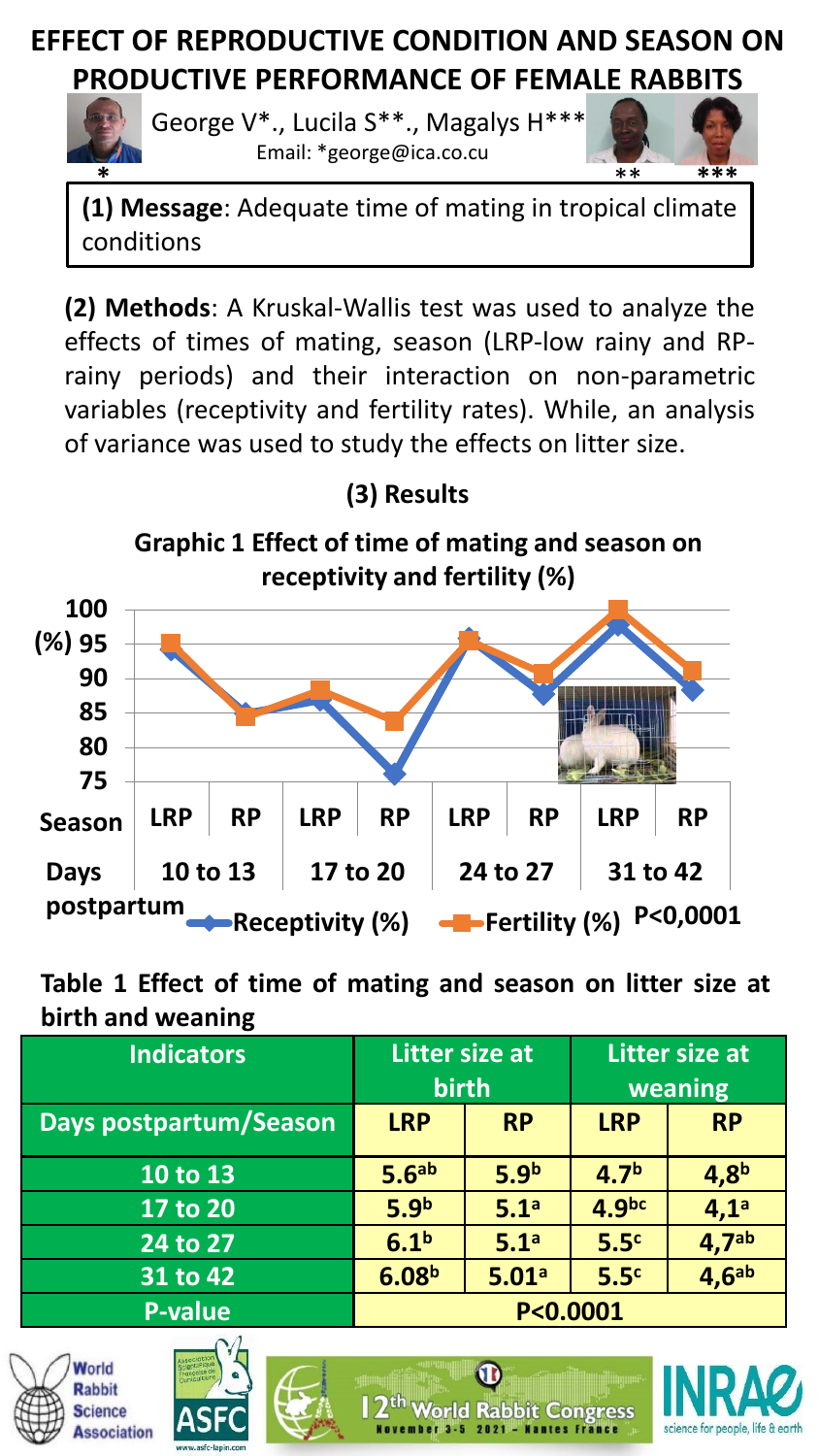# EFFECT OF REPRODUCTIVE CONDITION AND SEASON ON PRODUCTIVE PERFORMANCE OF FEMALE RABBITS

George V*., Lucila S**., Magalys H***

Email: *george@ica.co.cu

**(1) Message**: Adequate time of mating in tropical climate conditions

**(2) Methods**: A Kruskal-Wallis test was used to analyze the effects of times of mating, season (LRP-low rainy and RP-rainy periods) and their interaction on non-parametric variables (receptivity and fertility rates). While, an analysis of variance was used to study the effects on litter size.

## (3) Results

**Graphic 1 Effect of time of mating and season on receptivity and fertility (%)**

(%) 100, 95, 90, 85, 80, 75

Season: LRP RP LRP RP LRP RP LRP RP

Days postpartum: 10 to 13, 17 to 20, 24 to 27, 31 to 42

Receptivity (%) Fertility (%) P<0,0001

**Table 1 Effect of time of mating and season on litter size at birth and weaning**

| Indicators | Litter size at birth | | Litter size at weaning | |
|---|---|---|---|---|
| Days postpartum/Season | LRP | RP | LRP | RP |
| 10 to 13 | 5.6[ab] | 5.9[b] | 4.7[b] | 4,8[b] |
| 17 to 20 | 5.9[b] | 5.1[a] | 4.9[bc] | 4,1[a] |
| 24 to 27 | 6.1[b] | 5.1[a] | 5.5[c] | 4,7[ab] |
| 31 to 42 | 6.08[b] | 5.01[a] | 5.5[c] | 4,6[ab] |
| P-value | P<0.0001 | | | |

World Rabbit Science Association · ASFC · 12th World Rabbit Congress, November 3-5 2021 – Nantes France · INRAE science for people, life & earth